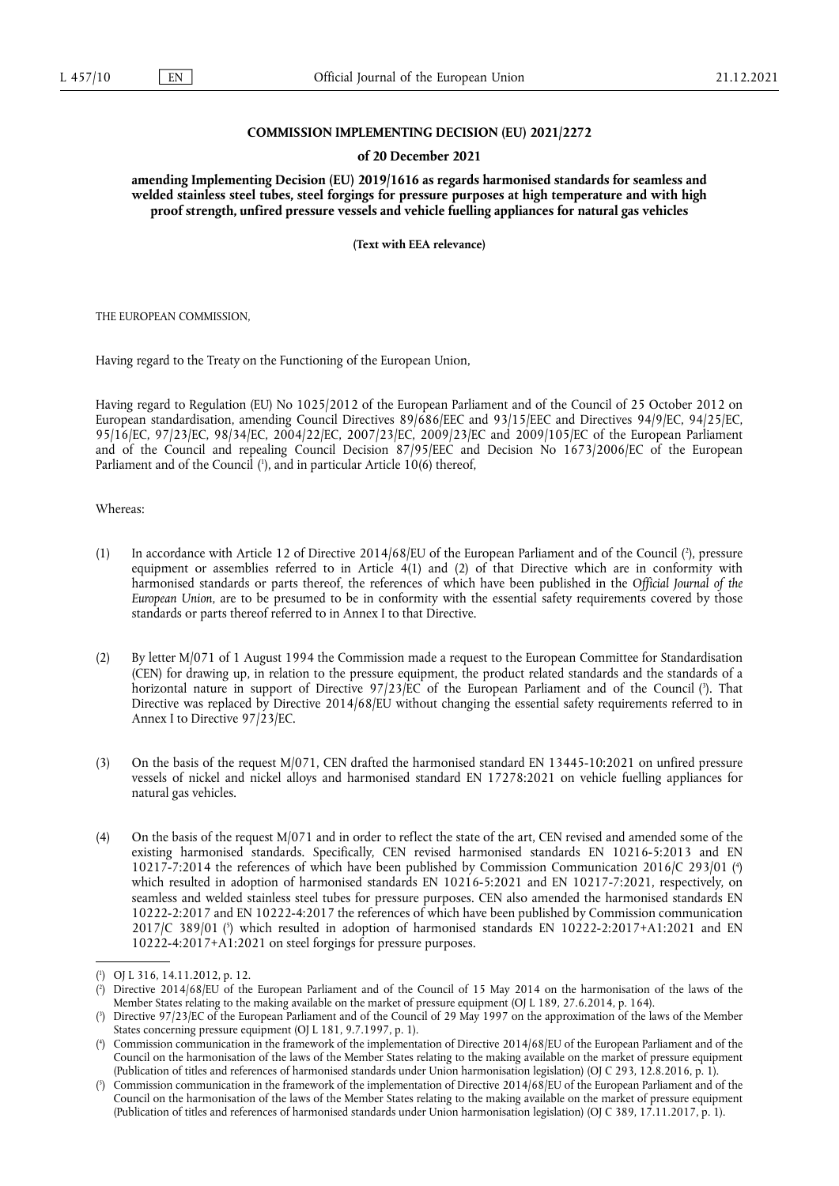**COMMISSION IMPLEMENTING DECISION (EU) 2021/2272**

**of 20 December 2021**

**amending Implementing Decision (EU) 2019/1616 as regards harmonised standards for seamless and welded stainless steel tubes, steel forgings for pressure purposes at high temperature and with high proof strength, unfired pressure vessels and vehicle fuelling appliances for natural gas vehicles**

**(Text with EEA relevance)**

THE EUROPEAN COMMISSION,

Having regard to the Treaty on the Functioning of the European Union,

Having regard to Regulation (EU) No 1025/2012 of the European Parliament and of the Council of 25 October 2012 on European standardisation, amending Council Directives 89/686/EEC and 93/15/EEC and Directives 94/9/EC, 94/25/EC, 95/16/EC, 97/23/EC, 98/34/EC, 2004/22/EC, 2007/23/EC, 2009/23/EC and 2009/105/EC of the European Parliament and of the Council and repealing Council Decision 87/95/EEC and Decision No 1673/2006/EC of the European Parliament and of the Council ([1]), and in particular Article 10(6) thereof,

Whereas:

(1) In accordance with Article 12 of Directive 2014/68/EU of the European Parliament and of the Council ([2]), pressure equipment or assemblies referred to in Article 4(1) and (2) of that Directive which are in conformity with harmonised standards or parts thereof, the references of which have been published in the *Official Journal of the European Union*, are to be presumed to be in conformity with the essential safety requirements covered by those standards or parts thereof referred to in Annex I to that Directive.

(2) By letter M/071 of 1 August 1994 the Commission made a request to the European Committee for Standardisation (CEN) for drawing up, in relation to the pressure equipment, the product related standards and the standards of a horizontal nature in support of Directive 97/23/EC of the European Parliament and of the Council ([3]). That Directive was replaced by Directive 2014/68/EU without changing the essential safety requirements referred to in Annex I to Directive 97/23/EC.

(3) On the basis of the request M/071, CEN drafted the harmonised standard EN 13445-10:2021 on unfired pressure vessels of nickel and nickel alloys and harmonised standard EN 17278:2021 on vehicle fuelling appliances for natural gas vehicles.

(4) On the basis of the request M/071 and in order to reflect the state of the art, CEN revised and amended some of the existing harmonised standards. Specifically, CEN revised harmonised standards EN 10216-5:2013 and EN 10217-7:2014 the references of which have been published by Commission Communication 2016/C 293/01 ([4]) which resulted in adoption of harmonised standards EN 10216-5:2021 and EN 10217-7:2021, respectively, on seamless and welded stainless steel tubes for pressure purposes. CEN also amended the harmonised standards EN 10222-2:2017 and EN 10222-4:2017 the references of which have been published by Commission communication 2017/C 389/01 ([5]) which resulted in adoption of harmonised standards EN 10222-2:2017+A1:2021 and EN 10222-4:2017+A1:2021 on steel forgings for pressure purposes.

---

([1]) OJ L 316, 14.11.2012, p. 12.

([2]) Directive 2014/68/EU of the European Parliament and of the Council of 15 May 2014 on the harmonisation of the laws of the Member States relating to the making available on the market of pressure equipment (OJ L 189, 27.6.2014, p. 164).

([3]) Directive 97/23/EC of the European Parliament and of the Council of 29 May 1997 on the approximation of the laws of the Member States concerning pressure equipment (OJ L 181, 9.7.1997, p. 1).

([4]) Commission communication in the framework of the implementation of Directive 2014/68/EU of the European Parliament and of the Council on the harmonisation of the laws of the Member States relating to the making available on the market of pressure equipment (Publication of titles and references of harmonised standards under Union harmonisation legislation) (OJ C 293, 12.8.2016, p. 1).

([5]) Commission communication in the framework of the implementation of Directive 2014/68/EU of the European Parliament and of the Council on the harmonisation of the laws of the Member States relating to the making available on the market of pressure equipment (Publication of titles and references of harmonised standards under Union harmonisation legislation) (OJ C 389, 17.11.2017, p. 1).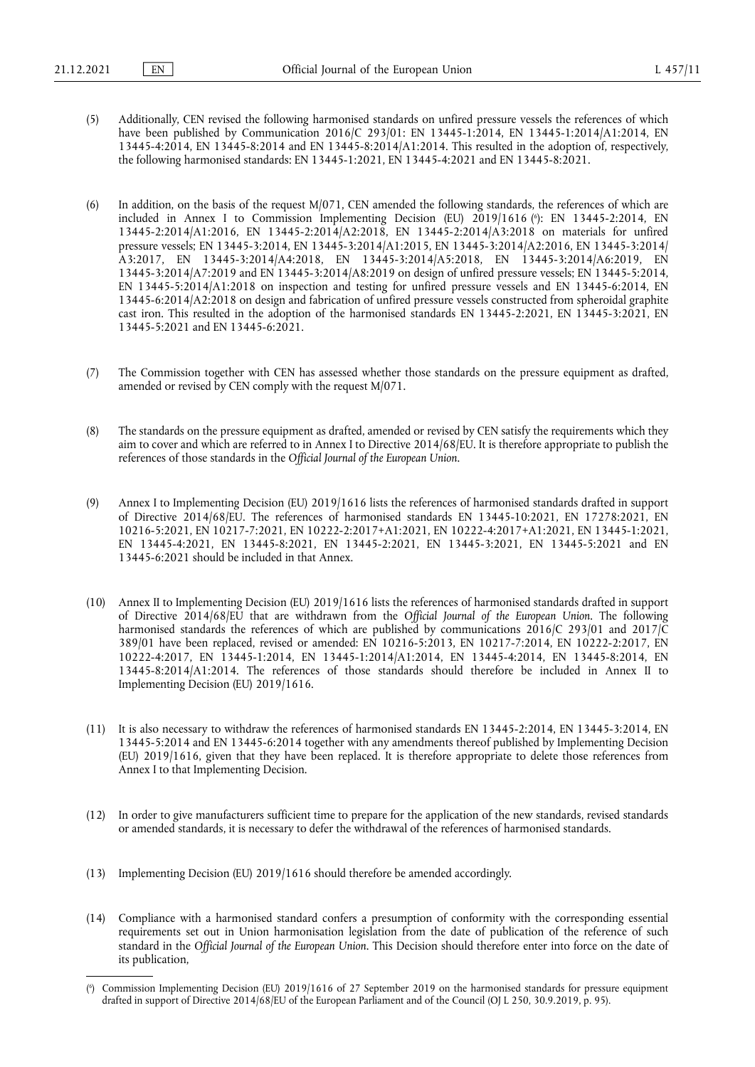(5) Additionally, CEN revised the following harmonised standards on unfired pressure vessels the references of which have been published by Communication 2016/C 293/01: EN 13445-1:2014, EN 13445-1:2014/A1:2014, EN 13445-4:2014, EN 13445-8:2014 and EN 13445-8:2014/A1:2014. This resulted in the adoption of, respectively, the following harmonised standards: EN 13445-1:2021, EN 13445-4:2021 and EN 13445-8:2021.

(6) In addition, on the basis of the request M/071, CEN amended the following standards, the references of which are included in Annex I to Commission Implementing Decision (EU) 2019/1616 [6]: EN 13445-2:2014, EN 13445-2:2014/A1:2016, EN 13445-2:2014/A2:2018, EN 13445-2:2014/A3:2018 on materials for unfired pressure vessels; EN 13445-3:2014, EN 13445-3:2014/A1:2015, EN 13445-3:2014/A2:2016, EN 13445-3:2014/A3:2017, EN 13445-3:2014/A4:2018, EN 13445-3:2014/A5:2018, EN 13445-3:2014/A6:2019, EN 13445-3:2014/A7:2019 and EN 13445-3:2014/A8:2019 on design of unfired pressure vessels; EN 13445-5:2014, EN 13445-5:2014/A1:2018 on inspection and testing for unfired pressure vessels and EN 13445-6:2014, EN 13445-6:2014/A2:2018 on design and fabrication of unfired pressure vessels constructed from spheroidal graphite cast iron. This resulted in the adoption of the harmonised standards EN 13445-2:2021, EN 13445-3:2021, EN 13445-5:2021 and EN 13445-6:2021.

(7) The Commission together with CEN has assessed whether those standards on the pressure equipment as drafted, amended or revised by CEN comply with the request M/071.

(8) The standards on the pressure equipment as drafted, amended or revised by CEN satisfy the requirements which they aim to cover and which are referred to in Annex I to Directive 2014/68/EU. It is therefore appropriate to publish the references of those standards in the *Official Journal of the European Union*.

(9) Annex I to Implementing Decision (EU) 2019/1616 lists the references of harmonised standards drafted in support of Directive 2014/68/EU. The references of harmonised standards EN 13445-10:2021, EN 17278:2021, EN 10216-5:2021, EN 10217-7:2021, EN 10222-2:2017+A1:2021, EN 10222-4:2017+A1:2021, EN 13445-1:2021, EN 13445-4:2021, EN 13445-8:2021, EN 13445-2:2021, EN 13445-3:2021, EN 13445-5:2021 and EN 13445-6:2021 should be included in that Annex.

(10) Annex II to Implementing Decision (EU) 2019/1616 lists the references of harmonised standards drafted in support of Directive 2014/68/EU that are withdrawn from the *Official Journal of the European Union*. The following harmonised standards the references of which are published by communications 2016/C 293/01 and 2017/C 389/01 have been replaced, revised or amended: EN 10216-5:2013, EN 10217-7:2014, EN 10222-2:2017, EN 10222-4:2017, EN 13445-1:2014, EN 13445-1:2014/A1:2014, EN 13445-4:2014, EN 13445-8:2014, EN 13445-8:2014/A1:2014. The references of those standards should therefore be included in Annex II to Implementing Decision (EU) 2019/1616.

(11) It is also necessary to withdraw the references of harmonised standards EN 13445-2:2014, EN 13445-3:2014, EN 13445-5:2014 and EN 13445-6:2014 together with any amendments thereof published by Implementing Decision (EU) 2019/1616, given that they have been replaced. It is therefore appropriate to delete those references from Annex I to that Implementing Decision.

(12) In order to give manufacturers sufficient time to prepare for the application of the new standards, revised standards or amended standards, it is necessary to defer the withdrawal of the references of harmonised standards.

(13) Implementing Decision (EU) 2019/1616 should therefore be amended accordingly.

(14) Compliance with a harmonised standard confers a presumption of conformity with the corresponding essential requirements set out in Union harmonisation legislation from the date of publication of the reference of such standard in the *Official Journal of the European Union*. This Decision should therefore enter into force on the date of its publication,

---

[6] Commission Implementing Decision (EU) 2019/1616 of 27 September 2019 on the harmonised standards for pressure equipment drafted in support of Directive 2014/68/EU of the European Parliament and of the Council (OJ L 250, 30.9.2019, p. 95).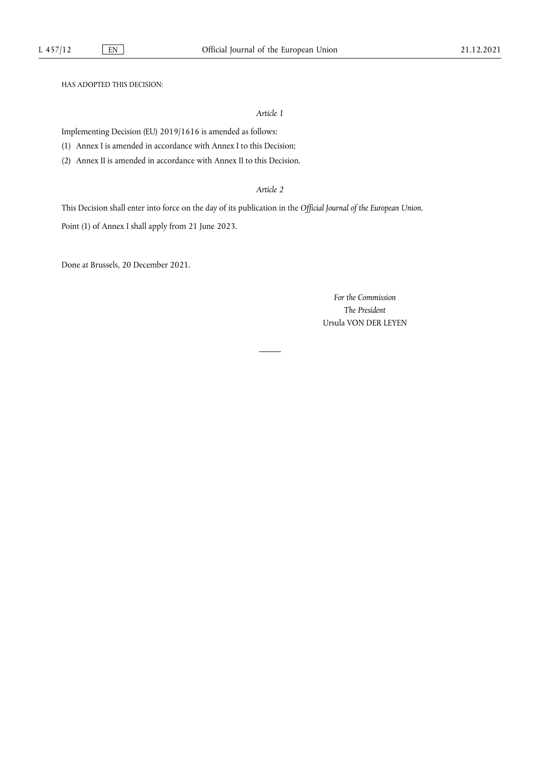HAS ADOPTED THIS DECISION:

*Article 1*

Implementing Decision (EU) 2019/1616 is amended as follows:

(1) Annex I is amended in accordance with Annex I to this Decision;

(2) Annex II is amended in accordance with Annex II to this Decision.

*Article 2*

This Decision shall enter into force on the day of its publication in the *Official Journal of the European Union*.

Point (1) of Annex I shall apply from 21 June 2023.

Done at Brussels, 20 December 2021.

*For the Commission*

*The President*

Ursula VON DER LEYEN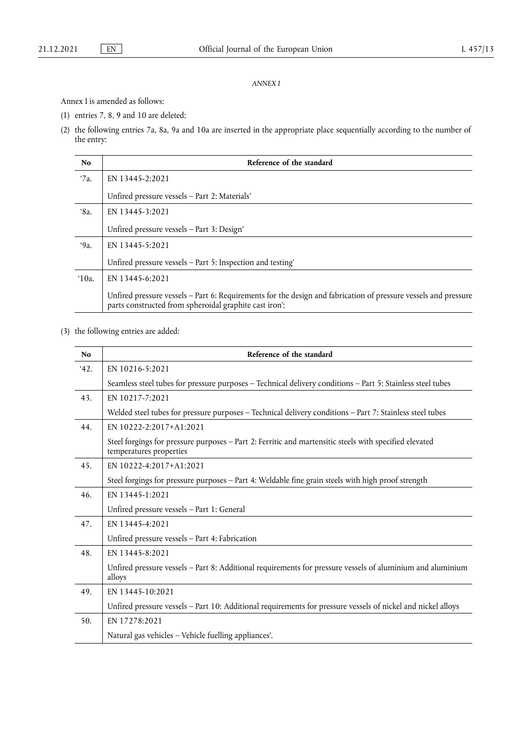*ANNEX I*

Annex I is amended as follows:

(1) entries 7, 8, 9 and 10 are deleted;

(2) the following entries 7a, 8a, 9a and 10a are inserted in the appropriate place sequentially according to the number of the entry:

| No | Reference of the standard |
|---|---|
| '7a. | EN 13445-2:2021<br><br>Unfired pressure vessels – Part 2: Materials' |
| '8a. | EN 13445-3:2021<br><br>Unfired pressure vessels – Part 3: Design' |
| '9a. | EN 13445-5:2021<br><br>Unfired pressure vessels – Part 5: Inspection and testing' |
| '10a. | EN 13445-6:2021<br><br>Unfired pressure vessels – Part 6: Requirements for the design and fabrication of pressure vessels and pressure parts constructed from spheroidal graphite cast iron'; |

(3) the following entries are added:

| No | Reference of the standard |
|---|---|
| '42. | EN 10216-5:2021<br><br>Seamless steel tubes for pressure purposes – Technical delivery conditions – Part 5: Stainless steel tubes |
| 43. | EN 10217-7:2021<br><br>Welded steel tubes for pressure purposes – Technical delivery conditions – Part 7: Stainless steel tubes |
| 44. | EN 10222-2:2017+A1:2021<br><br>Steel forgings for pressure purposes – Part 2: Ferritic and martensitic steels with specified elevated temperatures properties |
| 45. | EN 10222-4:2017+A1:2021<br><br>Steel forgings for pressure purposes – Part 4: Weldable fine grain steels with high proof strength |
| 46. | EN 13445-1:2021<br><br>Unfired pressure vessels – Part 1: General |
| 47. | EN 13445-4:2021<br><br>Unfired pressure vessels – Part 4: Fabrication |
| 48. | EN 13445-8:2021<br><br>Unfired pressure vessels – Part 8: Additional requirements for pressure vessels of aluminium and aluminium alloys |
| 49. | EN 13445-10:2021<br><br>Unfired pressure vessels – Part 10: Additional requirements for pressure vessels of nickel and nickel alloys |
| 50. | EN 17278:2021<br><br>Natural gas vehicles – Vehicle fuelling appliances'. |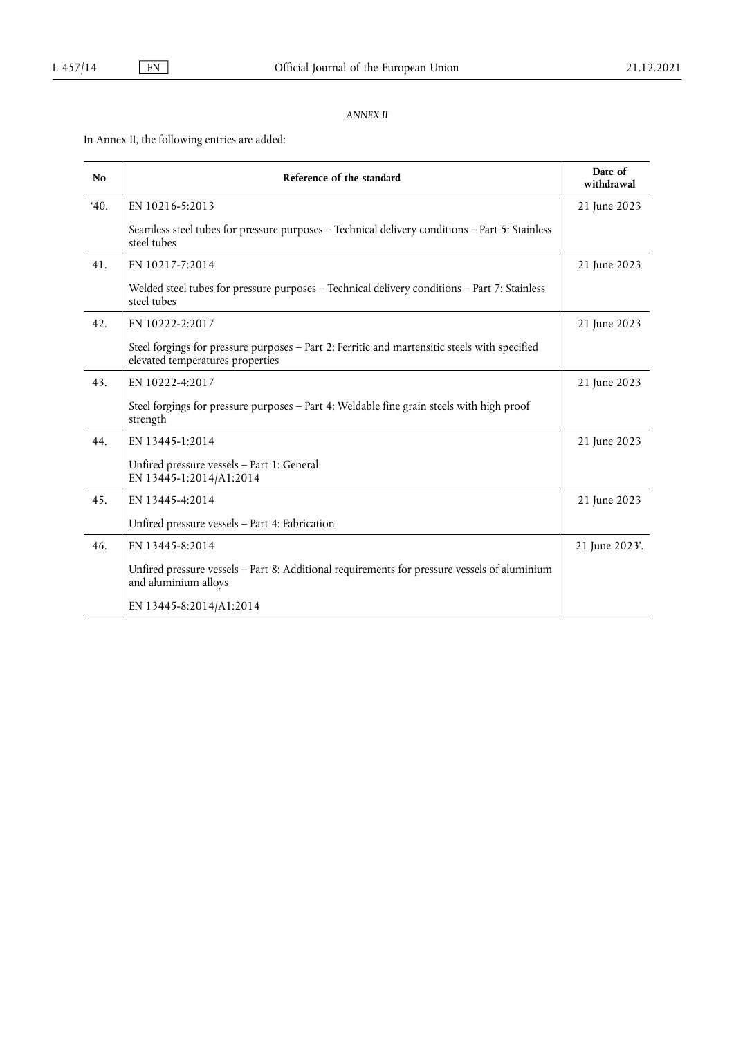*ANNEX II*

In Annex II, the following entries are added:

| No | Reference of the standard | Date of withdrawal |
|---|---|---|
| '40. | EN 10216-5:2013<br><br>Seamless steel tubes for pressure purposes – Technical delivery conditions – Part 5: Stainless steel tubes | 21 June 2023 |
| 41. | EN 10217-7:2014<br><br>Welded steel tubes for pressure purposes – Technical delivery conditions – Part 7: Stainless steel tubes | 21 June 2023 |
| 42. | EN 10222-2:2017<br><br>Steel forgings for pressure purposes – Part 2: Ferritic and martensitic steels with specified elevated temperatures properties | 21 June 2023 |
| 43. | EN 10222-4:2017<br><br>Steel forgings for pressure purposes – Part 4: Weldable fine grain steels with high proof strength | 21 June 2023 |
| 44. | EN 13445-1:2014<br><br>Unfired pressure vessels – Part 1: General<br>EN 13445-1:2014/A1:2014 | 21 June 2023 |
| 45. | EN 13445-4:2014<br><br>Unfired pressure vessels – Part 4: Fabrication | 21 June 2023 |
| 46. | EN 13445-8:2014<br><br>Unfired pressure vessels – Part 8: Additional requirements for pressure vessels of aluminium and aluminium alloys<br><br>EN 13445-8:2014/A1:2014 | 21 June 2023'. |